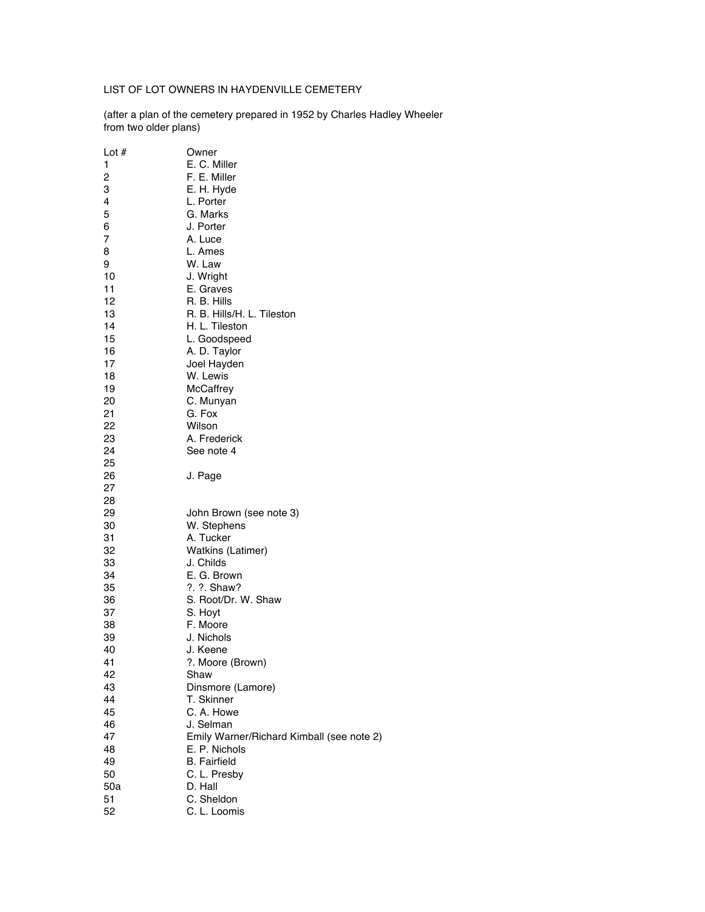LIST OF LOT OWNERS IN HAYDENVILLE CEMETERY

(after a plan of the cemetery prepared in 1952 by Charles Hadley Wheeler from two older plans)

| Lot # | Owner |
|---|---|
| 1 | E. C. Miller |
| 2 | F. E. Miller |
| 3 | E. H. Hyde |
| 4 | L. Porter |
| 5 | G. Marks |
| 6 | J. Porter |
| 7 | A. Luce |
| 8 | L. Ames |
| 9 | W. Law |
| 10 | J. Wright |
| 11 | E. Graves |
| 12 | R. B. Hills |
| 13 | R. B. Hills/H. L. Tileston |
| 14 | H. L. Tileston |
| 15 | L. Goodspeed |
| 16 | A. D. Taylor |
| 17 | Joel Hayden |
| 18 | W. Lewis |
| 19 | McCaffrey |
| 20 | C. Munyan |
| 21 | G. Fox |
| 22 | Wilson |
| 23 | A. Frederick |
| 24 | See note 4 |
| 25 | |
| 26 | J. Page |
| 27 | |
| 28 | |
| 29 | John Brown (see note 3) |
| 30 | W. Stephens |
| 31 | A. Tucker |
| 32 | Watkins (Latimer) |
| 33 | J. Childs |
| 34 | E. G. Brown |
| 35 | ?. ?. Shaw? |
| 36 | S. Root/Dr. W. Shaw |
| 37 | S. Hoyt |
| 38 | F. Moore |
| 39 | J. Nichols |
| 40 | J. Keene |
| 41 | ?. Moore (Brown) |
| 42 | Shaw |
| 43 | Dinsmore (Lamore) |
| 44 | T. Skinner |
| 45 | C. A. Howe |
| 46 | J. Selman |
| 47 | Emily Warner/Richard Kimball (see note 2) |
| 48 | E. P. Nichols |
| 49 | B. Fairfield |
| 50 | C. L. Presby |
| 50a | D. Hall |
| 51 | C. Sheldon |
| 52 | C. L. Loomis |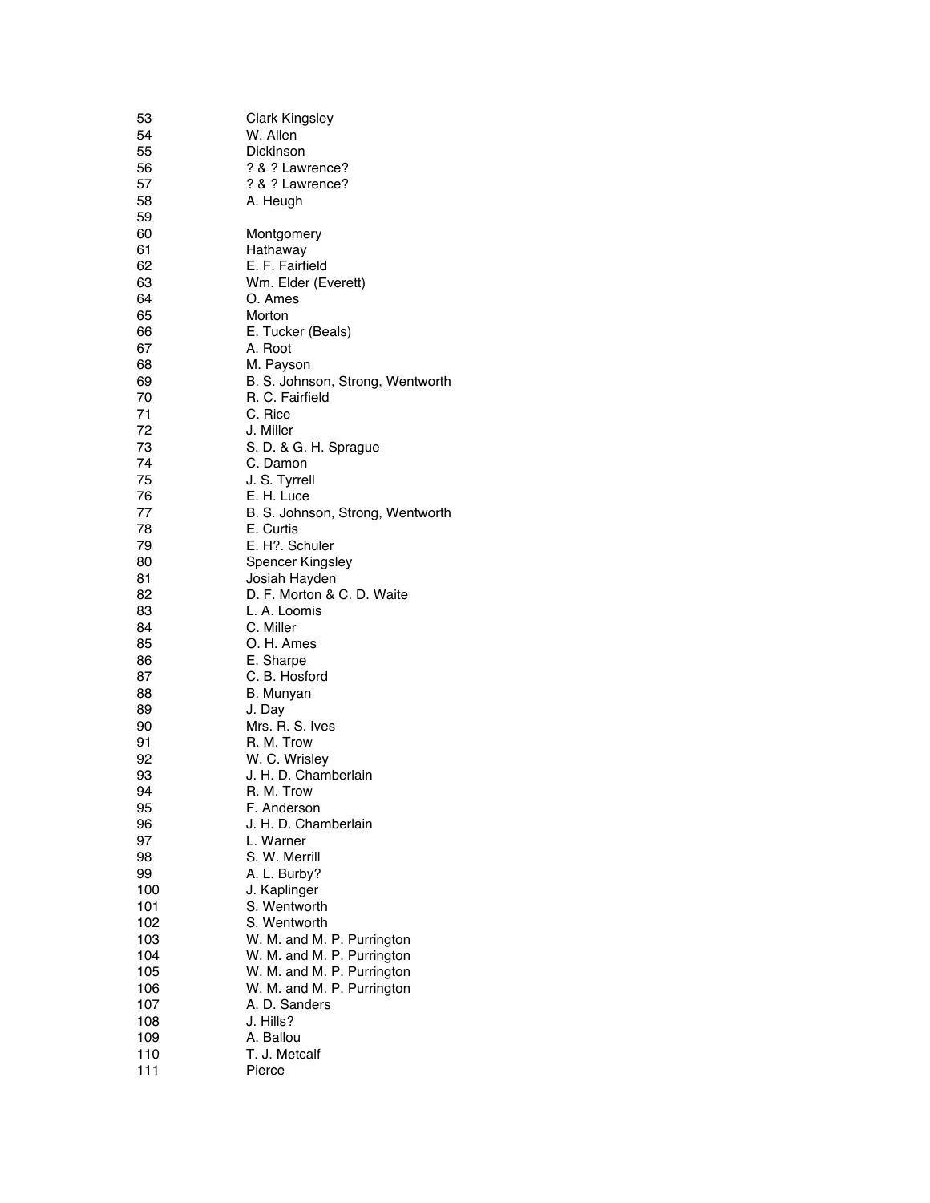| | |
|---|---|
| 53 | Clark Kingsley |
| 54 | W. Allen |
| 55 | Dickinson |
| 56 | ? & ? Lawrence? |
| 57 | ? & ? Lawrence? |
| 58 | A. Heugh |
| 59 | |
| 60 | Montgomery |
| 61 | Hathaway |
| 62 | E. F. Fairfield |
| 63 | Wm. Elder (Everett) |
| 64 | O. Ames |
| 65 | Morton |
| 66 | E. Tucker (Beals) |
| 67 | A. Root |
| 68 | M. Payson |
| 69 | B. S. Johnson, Strong, Wentworth |
| 70 | R. C. Fairfield |
| 71 | C. Rice |
| 72 | J. Miller |
| 73 | S. D. & G. H. Sprague |
| 74 | C. Damon |
| 75 | J. S. Tyrrell |
| 76 | E. H. Luce |
| 77 | B. S. Johnson, Strong, Wentworth |
| 78 | E. Curtis |
| 79 | E. H?. Schuler |
| 80 | Spencer Kingsley |
| 81 | Josiah Hayden |
| 82 | D. F. Morton & C. D. Waite |
| 83 | L. A. Loomis |
| 84 | C. Miller |
| 85 | O. H. Ames |
| 86 | E. Sharpe |
| 87 | C. B. Hosford |
| 88 | B. Munyan |
| 89 | J. Day |
| 90 | Mrs. R. S. Ives |
| 91 | R. M. Trow |
| 92 | W. C. Wrisley |
| 93 | J. H. D. Chamberlain |
| 94 | R. M. Trow |
| 95 | F. Anderson |
| 96 | J. H. D. Chamberlain |
| 97 | L. Warner |
| 98 | S. W. Merrill |
| 99 | A. L. Burby? |
| 100 | J. Kaplinger |
| 101 | S. Wentworth |
| 102 | S. Wentworth |
| 103 | W. M. and M. P. Purrington |
| 104 | W. M. and M. P. Purrington |
| 105 | W. M. and M. P. Purrington |
| 106 | W. M. and M. P. Purrington |
| 107 | A. D. Sanders |
| 108 | J. Hills? |
| 109 | A. Ballou |
| 110 | T. J. Metcalf |
| 111 | Pierce |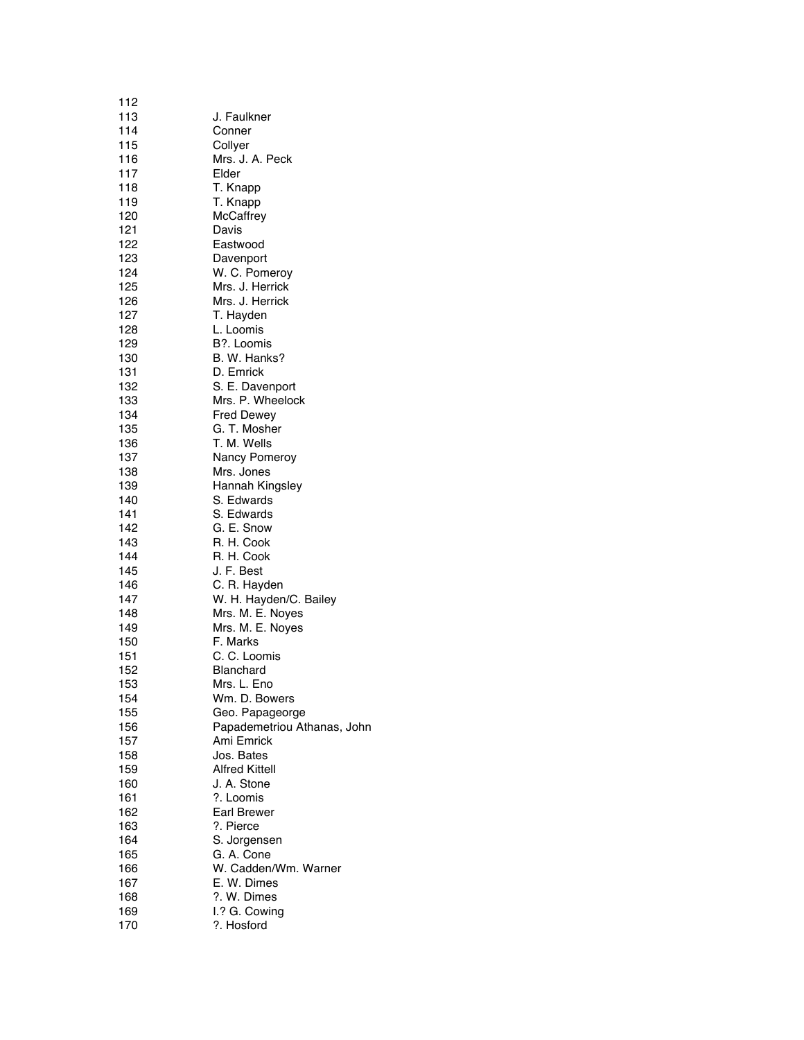| | |
|---|---|
| 112 | |
| 113 | J. Faulkner |
| 114 | Conner |
| 115 | Collyer |
| 116 | Mrs. J. A. Peck |
| 117 | Elder |
| 118 | T. Knapp |
| 119 | T. Knapp |
| 120 | McCaffrey |
| 121 | Davis |
| 122 | Eastwood |
| 123 | Davenport |
| 124 | W. C. Pomeroy |
| 125 | Mrs. J. Herrick |
| 126 | Mrs. J. Herrick |
| 127 | T. Hayden |
| 128 | L. Loomis |
| 129 | B?. Loomis |
| 130 | B. W. Hanks? |
| 131 | D. Emrick |
| 132 | S. E. Davenport |
| 133 | Mrs. P. Wheelock |
| 134 | Fred Dewey |
| 135 | G. T. Mosher |
| 136 | T. M. Wells |
| 137 | Nancy Pomeroy |
| 138 | Mrs. Jones |
| 139 | Hannah Kingsley |
| 140 | S. Edwards |
| 141 | S. Edwards |
| 142 | G. E. Snow |
| 143 | R. H. Cook |
| 144 | R. H. Cook |
| 145 | J. F. Best |
| 146 | C. R. Hayden |
| 147 | W. H. Hayden/C. Bailey |
| 148 | Mrs. M. E. Noyes |
| 149 | Mrs. M. E. Noyes |
| 150 | F. Marks |
| 151 | C. C. Loomis |
| 152 | Blanchard |
| 153 | Mrs. L. Eno |
| 154 | Wm. D. Bowers |
| 155 | Geo. Papageorge |
| 156 | Papademetriou Athanas, John |
| 157 | Ami Emrick |
| 158 | Jos. Bates |
| 159 | Alfred Kittell |
| 160 | J. A. Stone |
| 161 | ?. Loomis |
| 162 | Earl Brewer |
| 163 | ?. Pierce |
| 164 | S. Jorgensen |
| 165 | G. A. Cone |
| 166 | W. Cadden/Wm. Warner |
| 167 | E. W. Dimes |
| 168 | ?. W. Dimes |
| 169 | I.? G. Cowing |
| 170 | ?. Hosford |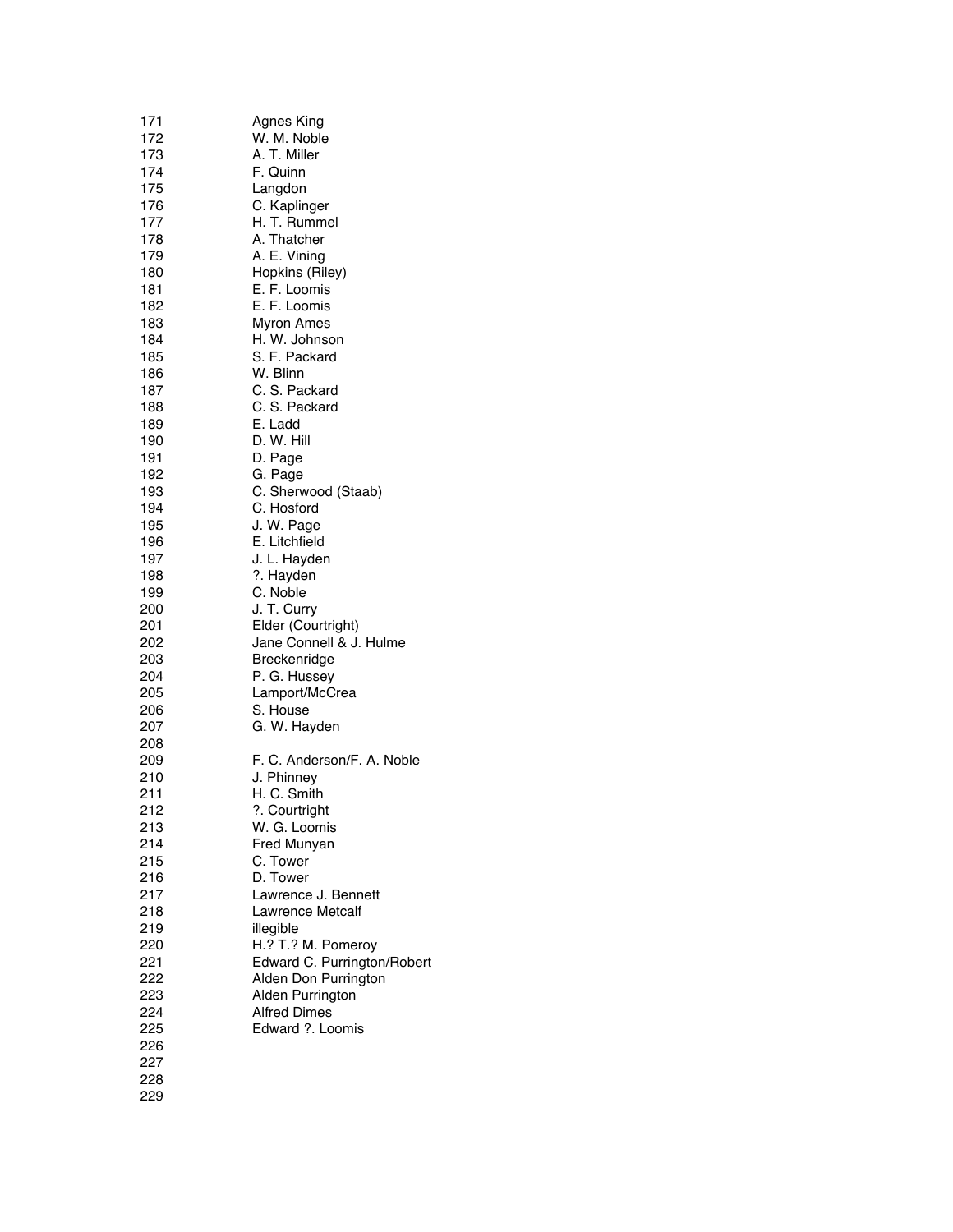| | |
|---|---|
| 171 | Agnes King |
| 172 | W. M. Noble |
| 173 | A. T. Miller |
| 174 | F. Quinn |
| 175 | Langdon |
| 176 | C. Kaplinger |
| 177 | H. T. Rummel |
| 178 | A. Thatcher |
| 179 | A. E. Vining |
| 180 | Hopkins (Riley) |
| 181 | E. F. Loomis |
| 182 | E. F. Loomis |
| 183 | Myron Ames |
| 184 | H. W. Johnson |
| 185 | S. F. Packard |
| 186 | W. Blinn |
| 187 | C. S. Packard |
| 188 | C. S. Packard |
| 189 | E. Ladd |
| 190 | D. W. Hill |
| 191 | D. Page |
| 192 | G. Page |
| 193 | C. Sherwood (Staab) |
| 194 | C. Hosford |
| 195 | J. W. Page |
| 196 | E. Litchfield |
| 197 | J. L. Hayden |
| 198 | ?. Hayden |
| 199 | C. Noble |
| 200 | J. T. Curry |
| 201 | Elder (Courtright) |
| 202 | Jane Connell & J. Hulme |
| 203 | Breckenridge |
| 204 | P. G. Hussey |
| 205 | Lamport/McCrea |
| 206 | S. House |
| 207 | G. W. Hayden |
| 208 | |
| 209 | F. C. Anderson/F. A. Noble |
| 210 | J. Phinney |
| 211 | H. C. Smith |
| 212 | ?. Courtright |
| 213 | W. G. Loomis |
| 214 | Fred Munyan |
| 215 | C. Tower |
| 216 | D. Tower |
| 217 | Lawrence J. Bennett |
| 218 | Lawrence Metcalf |
| 219 | illegible |
| 220 | H.? T.? M. Pomeroy |
| 221 | Edward C. Purrington/Robert |
| 222 | Alden Don Purrington |
| 223 | Alden Purrington |
| 224 | Alfred Dimes |
| 225 | Edward ?. Loomis |
| 226 | |
| 227 | |
| 228 | |
| 229 | |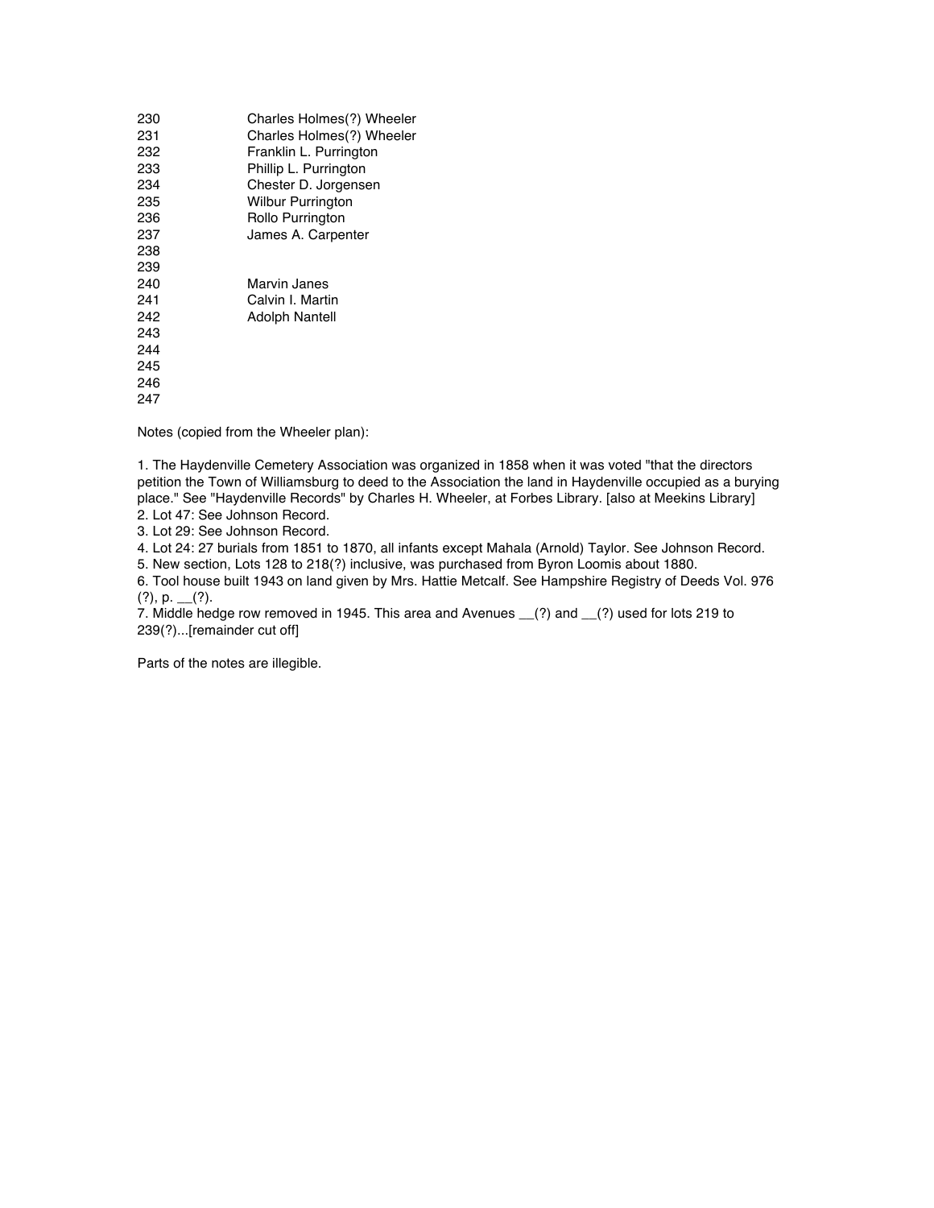| | |
|---|---|
| 230 | Charles Holmes(?) Wheeler |
| 231 | Charles Holmes(?) Wheeler |
| 232 | Franklin L. Purrington |
| 233 | Phillip L. Purrington |
| 234 | Chester D. Jorgensen |
| 235 | Wilbur Purrington |
| 236 | Rollo Purrington |
| 237 | James A. Carpenter |
| 238 | |
| 239 | |
| 240 | Marvin Janes |
| 241 | Calvin I. Martin |
| 242 | Adolph Nantell |
| 243 | |
| 244 | |
| 245 | |
| 246 | |
| 247 | |

Notes (copied from the Wheeler plan):

1. The Haydenville Cemetery Association was organized in 1858 when it was voted "that the directors petition the Town of Williamsburg to deed to the Association the land in Haydenville occupied as a burying place." See "Haydenville Records" by Charles H. Wheeler, at Forbes Library. [also at Meekins Library]
2. Lot 47: See Johnson Record.
3. Lot 29: See Johnson Record.
4. Lot 24: 27 burials from 1851 to 1870, all infants except Mahala (Arnold) Taylor. See Johnson Record.
5. New section, Lots 128 to 218(?) inclusive, was purchased from Byron Loomis about 1880.
6. Tool house built 1943 on land given by Mrs. Hattie Metcalf. See Hampshire Registry of Deeds Vol. 976 (?), p. __(?).
7. Middle hedge row removed in 1945. This area and Avenues __(?) and __(?) used for lots 219 to 239(?)...[remainder cut off]

Parts of the notes are illegible.